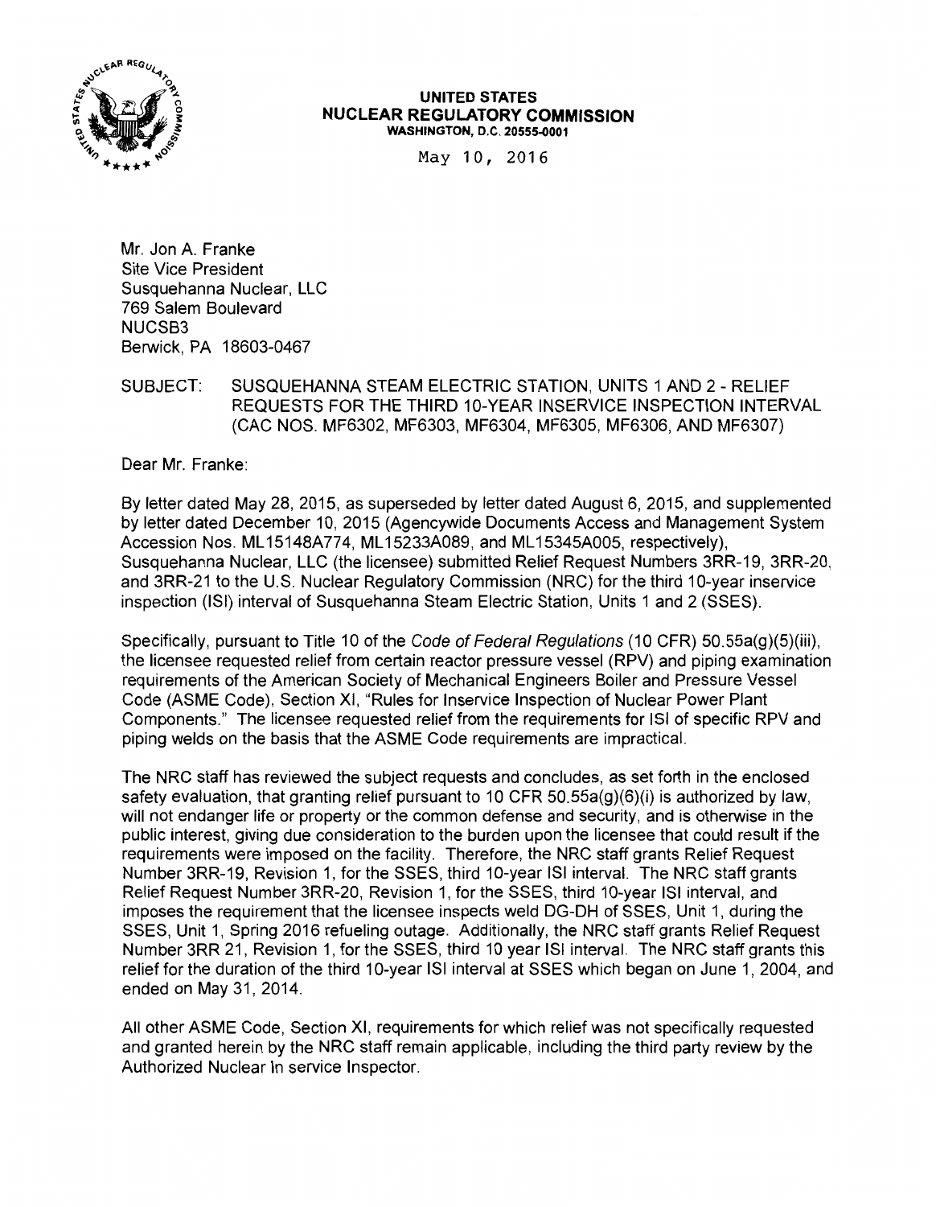**UNITED STATES**
**NUCLEAR REGULATORY COMMISSION**
**WASHINGTON, D.C. 20555-0001**

May 10, 2016

Mr. Jon A. Franke
Site Vice President
Susquehanna Nuclear, LLC
769 Salem Boulevard
NUCSB3
Berwick, PA 18603-0467

SUBJECT: SUSQUEHANNA STEAM ELECTRIC STATION, UNITS 1 AND 2 - RELIEF REQUESTS FOR THE THIRD 10-YEAR INSERVICE INSPECTION INTERVAL (CAC NOS. MF6302, MF6303, MF6304, MF6305, MF6306, AND MF6307)

Dear Mr. Franke:

By letter dated May 28, 2015, as superseded by letter dated August 6, 2015, and supplemented by letter dated December 10, 2015 (Agencywide Documents Access and Management System Accession Nos. ML15148A774, ML15233A089, and ML15345A005, respectively), Susquehanna Nuclear, LLC (the licensee) submitted Relief Request Numbers 3RR-19, 3RR-20, and 3RR-21 to the U.S. Nuclear Regulatory Commission (NRC) for the third 10-year inservice inspection (ISI) interval of Susquehanna Steam Electric Station, Units 1 and 2 (SSES).

Specifically, pursuant to Title 10 of the *Code of Federal Regulations* (10 CFR) 50.55a(g)(5)(iii), the licensee requested relief from certain reactor pressure vessel (RPV) and piping examination requirements of the American Society of Mechanical Engineers Boiler and Pressure Vessel Code (ASME Code), Section XI, "Rules for Inservice Inspection of Nuclear Power Plant Components." The licensee requested relief from the requirements for ISI of specific RPV and piping welds on the basis that the ASME Code requirements are impractical.

The NRC staff has reviewed the subject requests and concludes, as set forth in the enclosed safety evaluation, that granting relief pursuant to 10 CFR 50.55a(g)(6)(i) is authorized by law, will not endanger life or property or the common defense and security, and is otherwise in the public interest, giving due consideration to the burden upon the licensee that could result if the requirements were imposed on the facility. Therefore, the NRC staff grants Relief Request Number 3RR-19, Revision 1, for the SSES, third 10-year ISI interval. The NRC staff grants Relief Request Number 3RR-20, Revision 1, for the SSES, third 10-year ISI interval, and imposes the requirement that the licensee inspects weld DG-DH of SSES, Unit 1, during the SSES, Unit 1, Spring 2016 refueling outage. Additionally, the NRC staff grants Relief Request Number 3RR 21, Revision 1, for the SSES, third 10 year ISI interval. The NRC staff grants this relief for the duration of the third 10-year ISI interval at SSES which began on June 1, 2004, and ended on May 31, 2014.

All other ASME Code, Section XI, requirements for which relief was not specifically requested and granted herein by the NRC staff remain applicable, including the third party review by the Authorized Nuclear In service Inspector.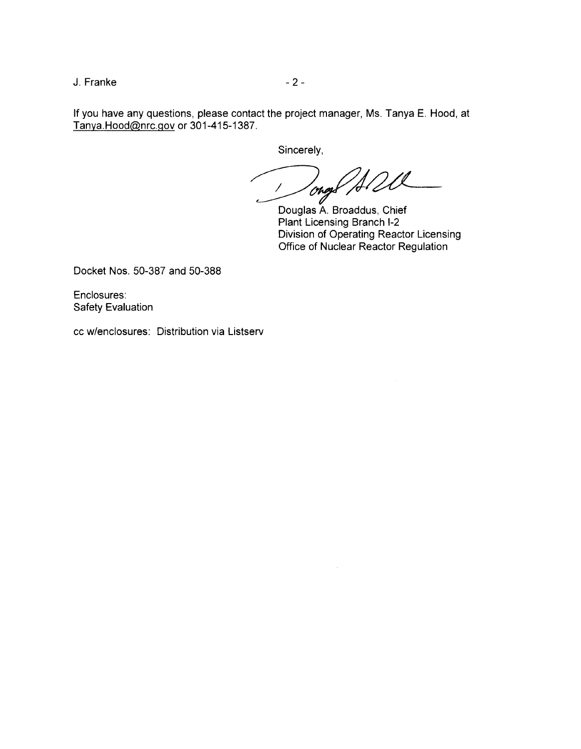If you have any questions, please contact the project manager, Ms. Tanya E. Hood, at Tanya.Hood@nrc.gov or 301-415-1387.

Sincerely,

Douglas A. Broaddus, Chief
Plant Licensing Branch I-2
Division of Operating Reactor Licensing
Office of Nuclear Reactor Regulation

Docket Nos. 50-387 and 50-388

Enclosures:
Safety Evaluation

cc w/enclosures: Distribution via Listserv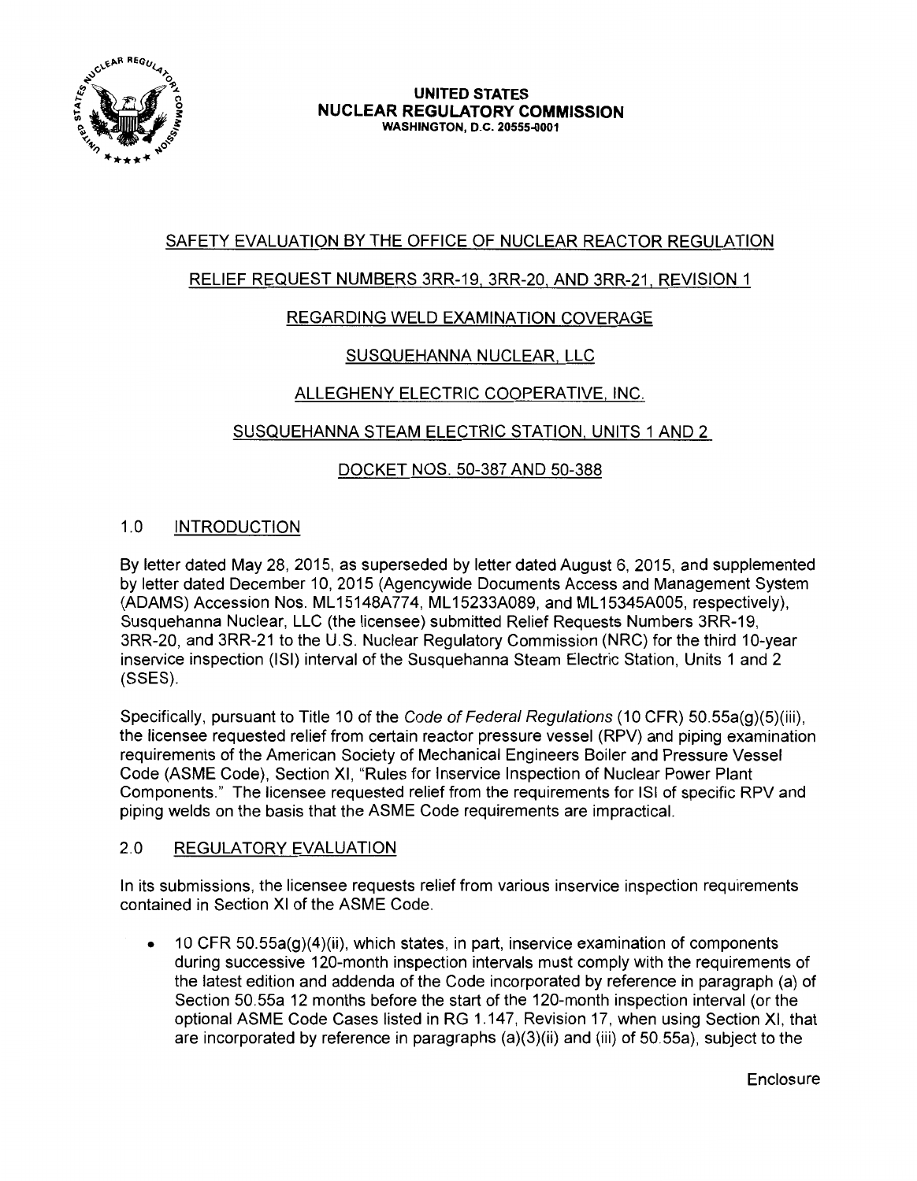UNITED STATES
NUCLEAR REGULATORY COMMISSION
WASHINGTON, D.C. 20555-0001

SAFETY EVALUATION BY THE OFFICE OF NUCLEAR REACTOR REGULATION

RELIEF REQUEST NUMBERS 3RR-19, 3RR-20, AND 3RR-21, REVISION 1

REGARDING WELD EXAMINATION COVERAGE

SUSQUEHANNA NUCLEAR, LLC

ALLEGHENY ELECTRIC COOPERATIVE, INC.

SUSQUEHANNA STEAM ELECTRIC STATION, UNITS 1 AND 2

DOCKET NOS. 50-387 AND 50-388

## 1.0 INTRODUCTION

By letter dated May 28, 2015, as superseded by letter dated August 6, 2015, and supplemented by letter dated December 10, 2015 (Agencywide Documents Access and Management System (ADAMS) Accession Nos. ML15148A774, ML15233A089, and ML15345A005, respectively), Susquehanna Nuclear, LLC (the licensee) submitted Relief Requests Numbers 3RR-19, 3RR-20, and 3RR-21 to the U.S. Nuclear Regulatory Commission (NRC) for the third 10-year inservice inspection (ISI) interval of the Susquehanna Steam Electric Station, Units 1 and 2 (SSES).

Specifically, pursuant to Title 10 of the *Code of Federal Regulations* (10 CFR) 50.55a(g)(5)(iii), the licensee requested relief from certain reactor pressure vessel (RPV) and piping examination requirements of the American Society of Mechanical Engineers Boiler and Pressure Vessel Code (ASME Code), Section XI, "Rules for Inservice Inspection of Nuclear Power Plant Components." The licensee requested relief from the requirements for ISI of specific RPV and piping welds on the basis that the ASME Code requirements are impractical.

## 2.0 REGULATORY EVALUATION

In its submissions, the licensee requests relief from various inservice inspection requirements contained in Section XI of the ASME Code.

- 10 CFR 50.55a(g)(4)(ii), which states, in part, inservice examination of components during successive 120-month inspection intervals must comply with the requirements of the latest edition and addenda of the Code incorporated by reference in paragraph (a) of Section 50.55a 12 months before the start of the 120-month inspection interval (or the optional ASME Code Cases listed in RG 1.147, Revision 17, when using Section XI, that are incorporated by reference in paragraphs (a)(3)(ii) and (iii) of 50.55a), subject to the

Enclosure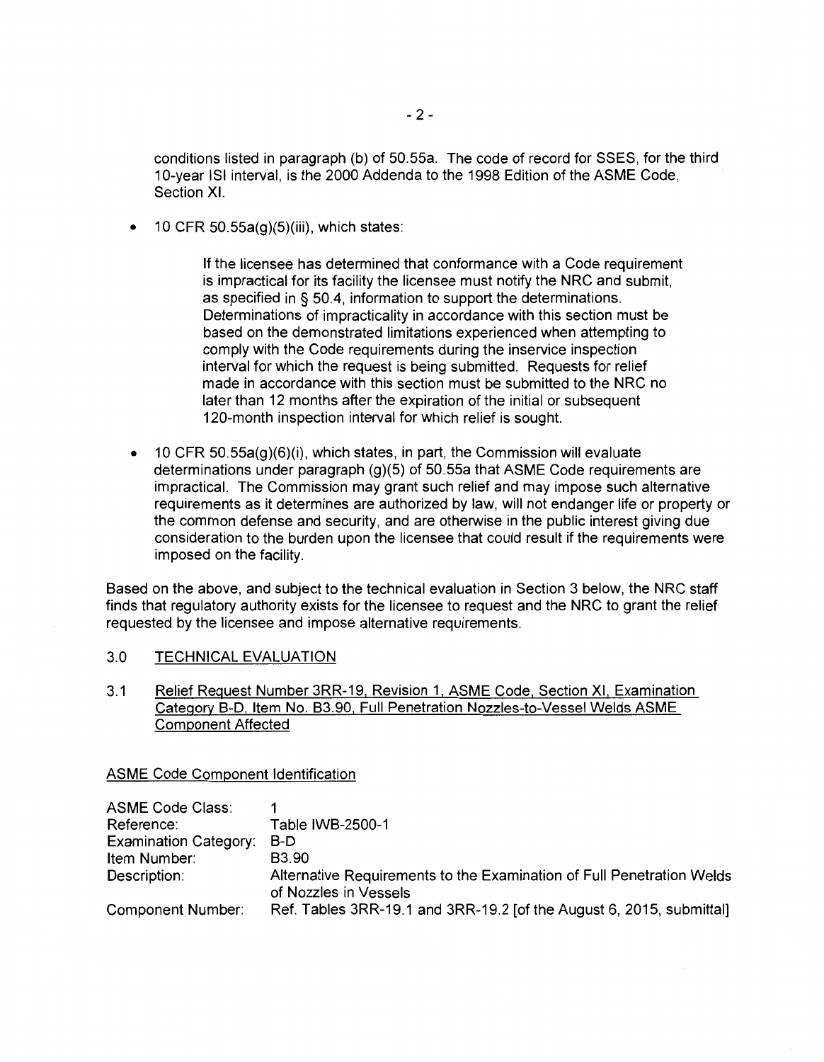conditions listed in paragraph (b) of 50.55a. The code of record for SSES, for the third 10-year ISI interval, is the 2000 Addenda to the 1998 Edition of the ASME Code, Section XI.

- 10 CFR 50.55a(g)(5)(iii), which states:

  > If the licensee has determined that conformance with a Code requirement is impractical for its facility the licensee must notify the NRC and submit, as specified in § 50.4, information to support the determinations. Determinations of impracticality in accordance with this section must be based on the demonstrated limitations experienced when attempting to comply with the Code requirements during the inservice inspection interval for which the request is being submitted. Requests for relief made in accordance with this section must be submitted to the NRC no later than 12 months after the expiration of the initial or subsequent 120-month inspection interval for which relief is sought.

- 10 CFR 50.55a(g)(6)(i), which states, in part, the Commission will evaluate determinations under paragraph (g)(5) of 50.55a that ASME Code requirements are impractical. The Commission may grant such relief and may impose such alternative requirements as it determines are authorized by law, will not endanger life or property or the common defense and security, and are otherwise in the public interest giving due consideration to the burden upon the licensee that could result if the requirements were imposed on the facility.

Based on the above, and subject to the technical evaluation in Section 3 below, the NRC staff finds that regulatory authority exists for the licensee to request and the NRC to grant the relief requested by the licensee and impose alternative requirements.

## 3.0 TECHNICAL EVALUATION

### 3.1 Relief Request Number 3RR-19, Revision 1, ASME Code, Section XI, Examination Category B-D, Item No. B3.90, Full Penetration Nozzles-to-Vessel Welds ASME Component Affected

ASME Code Component Identification

| | |
|---|---|
| ASME Code Class: | 1 |
| Reference: | Table IWB-2500-1 |
| Examination Category: | B-D |
| Item Number: | B3.90 |
| Description: | Alternative Requirements to the Examination of Full Penetration Welds of Nozzles in Vessels |
| Component Number: | Ref. Tables 3RR-19.1 and 3RR-19.2 [of the August 6, 2015, submittal] |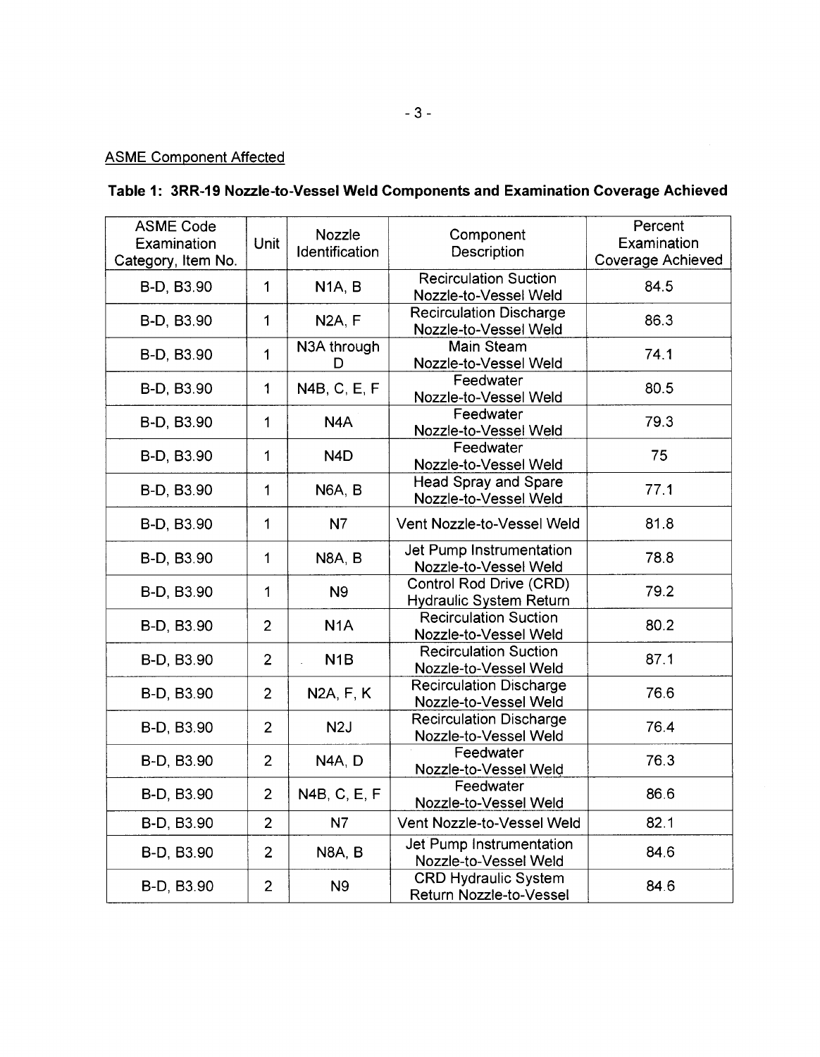ASME Component Affected

**Table 1: 3RR-19 Nozzle-to-Vessel Weld Components and Examination Coverage Achieved**

| ASME Code Examination Category, Item No. | Unit | Nozzle Identification | Component Description | Percent Examination Coverage Achieved |
|---|---|---|---|---|
| B-D, B3.90 | 1 | N1A, B | Recirculation Suction Nozzle-to-Vessel Weld | 84.5 |
| B-D, B3.90 | 1 | N2A, F | Recirculation Discharge Nozzle-to-Vessel Weld | 86.3 |
| B-D, B3.90 | 1 | N3A through D | Main Steam Nozzle-to-Vessel Weld | 74.1 |
| B-D, B3.90 | 1 | N4B, C, E, F | Feedwater Nozzle-to-Vessel Weld | 80.5 |
| B-D, B3.90 | 1 | N4A | Feedwater Nozzle-to-Vessel Weld | 79.3 |
| B-D, B3.90 | 1 | N4D | Feedwater Nozzle-to-Vessel Weld | 75 |
| B-D, B3.90 | 1 | N6A, B | Head Spray and Spare Nozzle-to-Vessel Weld | 77.1 |
| B-D, B3.90 | 1 | N7 | Vent Nozzle-to-Vessel Weld | 81.8 |
| B-D, B3.90 | 1 | N8A, B | Jet Pump Instrumentation Nozzle-to-Vessel Weld | 78.8 |
| B-D, B3.90 | 1 | N9 | Control Rod Drive (CRD) Hydraulic System Return | 79.2 |
| B-D, B3.90 | 2 | N1A | Recirculation Suction Nozzle-to-Vessel Weld | 80.2 |
| B-D, B3.90 | 2 | N1B | Recirculation Suction Nozzle-to-Vessel Weld | 87.1 |
| B-D, B3.90 | 2 | N2A, F, K | Recirculation Discharge Nozzle-to-Vessel Weld | 76.6 |
| B-D, B3.90 | 2 | N2J | Recirculation Discharge Nozzle-to-Vessel Weld | 76.4 |
| B-D, B3.90 | 2 | N4A, D | Feedwater Nozzle-to-Vessel Weld | 76.3 |
| B-D, B3.90 | 2 | N4B, C, E, F | Feedwater Nozzle-to-Vessel Weld | 86.6 |
| B-D, B3.90 | 2 | N7 | Vent Nozzle-to-Vessel Weld | 82.1 |
| B-D, B3.90 | 2 | N8A, B | Jet Pump Instrumentation Nozzle-to-Vessel Weld | 84.6 |
| B-D, B3.90 | 2 | N9 | CRD Hydraulic System Return Nozzle-to-Vessel | 84.6 |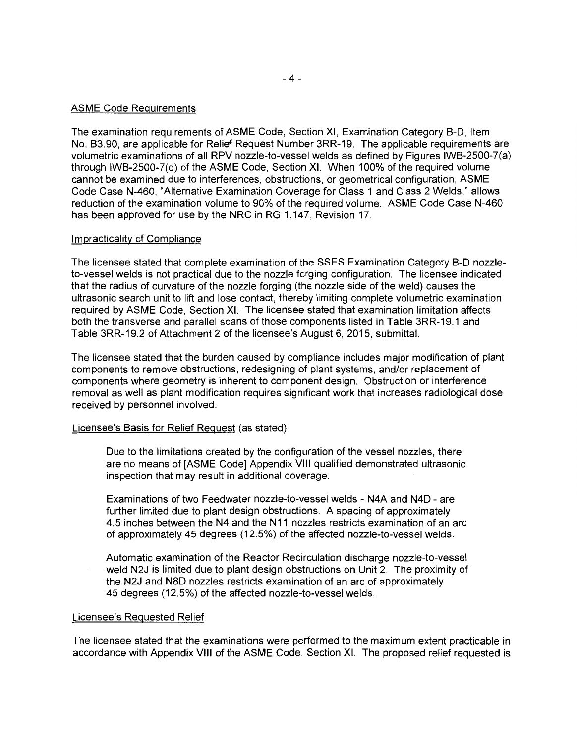ASME Code Requirements

The examination requirements of ASME Code, Section XI, Examination Category B-D, Item No. B3.90, are applicable for Relief Request Number 3RR-19. The applicable requirements are volumetric examinations of all RPV nozzle-to-vessel welds as defined by Figures IWB-2500-7(a) through IWB-2500-7(d) of the ASME Code, Section XI. When 100% of the required volume cannot be examined due to interferences, obstructions, or geometrical configuration, ASME Code Case N-460, "Alternative Examination Coverage for Class 1 and Class 2 Welds," allows reduction of the examination volume to 90% of the required volume. ASME Code Case N-460 has been approved for use by the NRC in RG 1.147, Revision 17.

Impracticality of Compliance

The licensee stated that complete examination of the SSES Examination Category B-D nozzle-to-vessel welds is not practical due to the nozzle forging configuration. The licensee indicated that the radius of curvature of the nozzle forging (the nozzle side of the weld) causes the ultrasonic search unit to lift and lose contact, thereby limiting complete volumetric examination required by ASME Code, Section XI. The licensee stated that examination limitation affects both the transverse and parallel scans of those components listed in Table 3RR-19.1 and Table 3RR-19.2 of Attachment 2 of the licensee's August 6, 2015, submittal.

The licensee stated that the burden caused by compliance includes major modification of plant components to remove obstructions, redesigning of plant systems, and/or replacement of components where geometry is inherent to component design. Obstruction or interference removal as well as plant modification requires significant work that increases radiological dose received by personnel involved.

Licensee's Basis for Relief Request (as stated)

> Due to the limitations created by the configuration of the vessel nozzles, there are no means of [ASME Code] Appendix VIII qualified demonstrated ultrasonic inspection that may result in additional coverage.
>
> Examinations of two Feedwater nozzle-to-vessel welds - N4A and N4D - are further limited due to plant design obstructions. A spacing of approximately 4.5 inches between the N4 and the N11 nozzles restricts examination of an arc of approximately 45 degrees (12.5%) of the affected nozzle-to-vessel welds.
>
> Automatic examination of the Reactor Recirculation discharge nozzle-to-vessel weld N2J is limited due to plant design obstructions on Unit 2. The proximity of the N2J and N8D nozzles restricts examination of an arc of approximately 45 degrees (12.5%) of the affected nozzle-to-vessel welds.

Licensee's Requested Relief

The licensee stated that the examinations were performed to the maximum extent practicable in accordance with Appendix VIII of the ASME Code, Section XI. The proposed relief requested is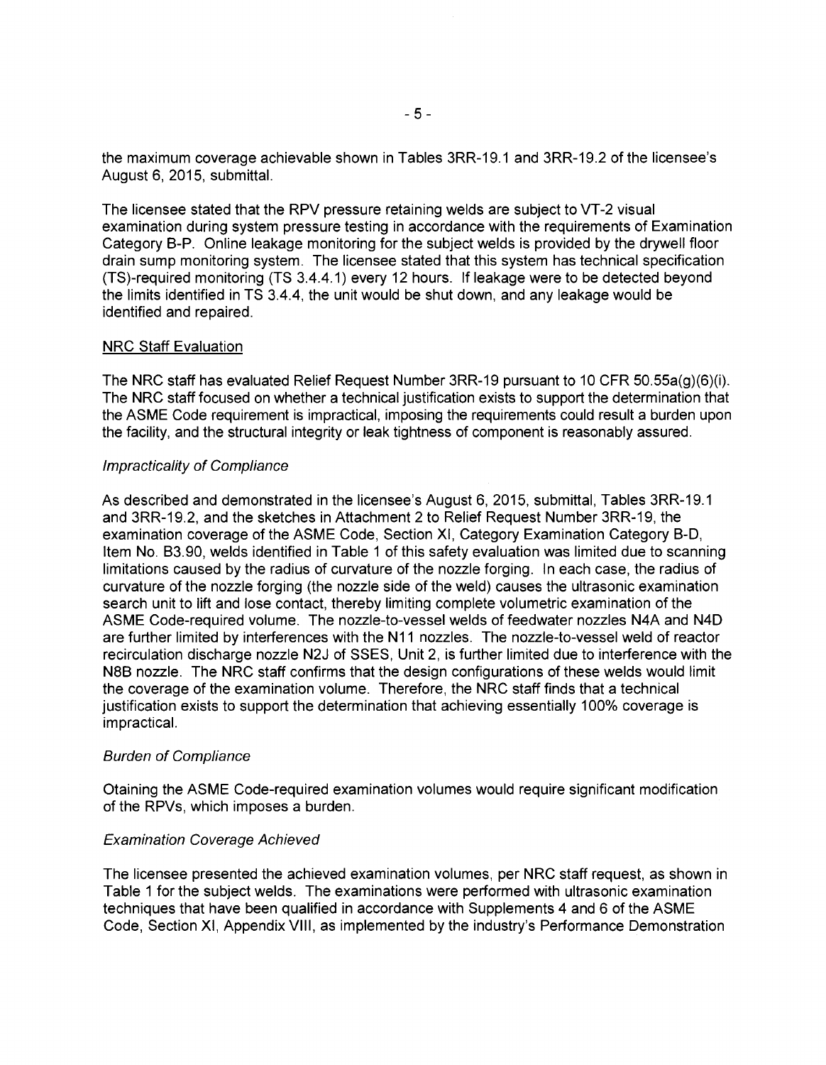the maximum coverage achievable shown in Tables 3RR-19.1 and 3RR-19.2 of the licensee's August 6, 2015, submittal.

The licensee stated that the RPV pressure retaining welds are subject to VT-2 visual examination during system pressure testing in accordance with the requirements of Examination Category B-P. Online leakage monitoring for the subject welds is provided by the drywell floor drain sump monitoring system. The licensee stated that this system has technical specification (TS)-required monitoring (TS 3.4.4.1) every 12 hours. If leakage were to be detected beyond the limits identified in TS 3.4.4, the unit would be shut down, and any leakage would be identified and repaired.

NRC Staff Evaluation

The NRC staff has evaluated Relief Request Number 3RR-19 pursuant to 10 CFR 50.55a(g)(6)(i). The NRC staff focused on whether a technical justification exists to support the determination that the ASME Code requirement is impractical, imposing the requirements could result a burden upon the facility, and the structural integrity or leak tightness of component is reasonably assured.

*Impracticality of Compliance*

As described and demonstrated in the licensee's August 6, 2015, submittal, Tables 3RR-19.1 and 3RR-19.2, and the sketches in Attachment 2 to Relief Request Number 3RR-19, the examination coverage of the ASME Code, Section XI, Category Examination Category B-D, Item No. B3.90, welds identified in Table 1 of this safety evaluation was limited due to scanning limitations caused by the radius of curvature of the nozzle forging. In each case, the radius of curvature of the nozzle forging (the nozzle side of the weld) causes the ultrasonic examination search unit to lift and lose contact, thereby limiting complete volumetric examination of the ASME Code-required volume. The nozzle-to-vessel welds of feedwater nozzles N4A and N4D are further limited by interferences with the N11 nozzles. The nozzle-to-vessel weld of reactor recirculation discharge nozzle N2J of SSES, Unit 2, is further limited due to interference with the N8B nozzle. The NRC staff confirms that the design configurations of these welds would limit the coverage of the examination volume. Therefore, the NRC staff finds that a technical justification exists to support the determination that achieving essentially 100% coverage is impractical.

*Burden of Compliance*

Otaining the ASME Code-required examination volumes would require significant modification of the RPVs, which imposes a burden.

*Examination Coverage Achieved*

The licensee presented the achieved examination volumes, per NRC staff request, as shown in Table 1 for the subject welds. The examinations were performed with ultrasonic examination techniques that have been qualified in accordance with Supplements 4 and 6 of the ASME Code, Section XI, Appendix VIII, as implemented by the industry's Performance Demonstration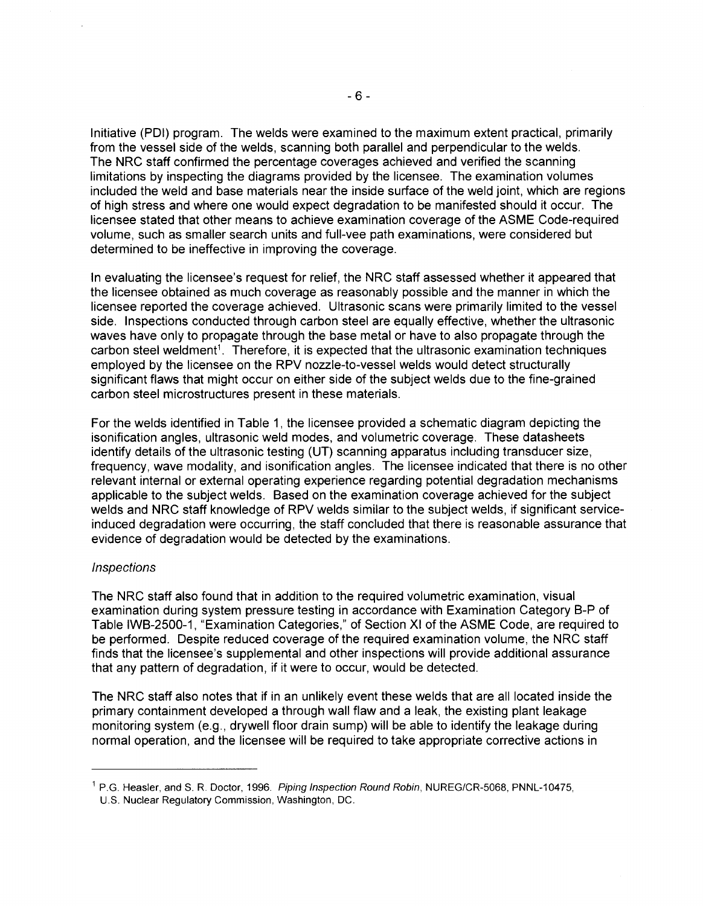Initiative (PDI) program. The welds were examined to the maximum extent practical, primarily from the vessel side of the welds, scanning both parallel and perpendicular to the welds. The NRC staff confirmed the percentage coverages achieved and verified the scanning limitations by inspecting the diagrams provided by the licensee. The examination volumes included the weld and base materials near the inside surface of the weld joint, which are regions of high stress and where one would expect degradation to be manifested should it occur. The licensee stated that other means to achieve examination coverage of the ASME Code-required volume, such as smaller search units and full-vee path examinations, were considered but determined to be ineffective in improving the coverage.

In evaluating the licensee's request for relief, the NRC staff assessed whether it appeared that the licensee obtained as much coverage as reasonably possible and the manner in which the licensee reported the coverage achieved. Ultrasonic scans were primarily limited to the vessel side. Inspections conducted through carbon steel are equally effective, whether the ultrasonic waves have only to propagate through the base metal or have to also propagate through the carbon steel weldment[1]. Therefore, it is expected that the ultrasonic examination techniques employed by the licensee on the RPV nozzle-to-vessel welds would detect structurally significant flaws that might occur on either side of the subject welds due to the fine-grained carbon steel microstructures present in these materials.

For the welds identified in Table 1, the licensee provided a schematic diagram depicting the isonification angles, ultrasonic weld modes, and volumetric coverage. These datasheets identify details of the ultrasonic testing (UT) scanning apparatus including transducer size, frequency, wave modality, and isonification angles. The licensee indicated that there is no other relevant internal or external operating experience regarding potential degradation mechanisms applicable to the subject welds. Based on the examination coverage achieved for the subject welds and NRC staff knowledge of RPV welds similar to the subject welds, if significant service-induced degradation were occurring, the staff concluded that there is reasonable assurance that evidence of degradation would be detected by the examinations.

*Inspections*

The NRC staff also found that in addition to the required volumetric examination, visual examination during system pressure testing in accordance with Examination Category B-P of Table IWB-2500-1, "Examination Categories," of Section XI of the ASME Code, are required to be performed. Despite reduced coverage of the required examination volume, the NRC staff finds that the licensee's supplemental and other inspections will provide additional assurance that any pattern of degradation, if it were to occur, would be detected.

The NRC staff also notes that if in an unlikely event these welds that are all located inside the primary containment developed a through wall flaw and a leak, the existing plant leakage monitoring system (e.g., drywell floor drain sump) will be able to identify the leakage during normal operation, and the licensee will be required to take appropriate corrective actions in

---

[1] P.G. Heasler, and S. R. Doctor, 1996. *Piping Inspection Round Robin*, NUREG/CR-5068, PNNL-10475, U.S. Nuclear Regulatory Commission, Washington, DC.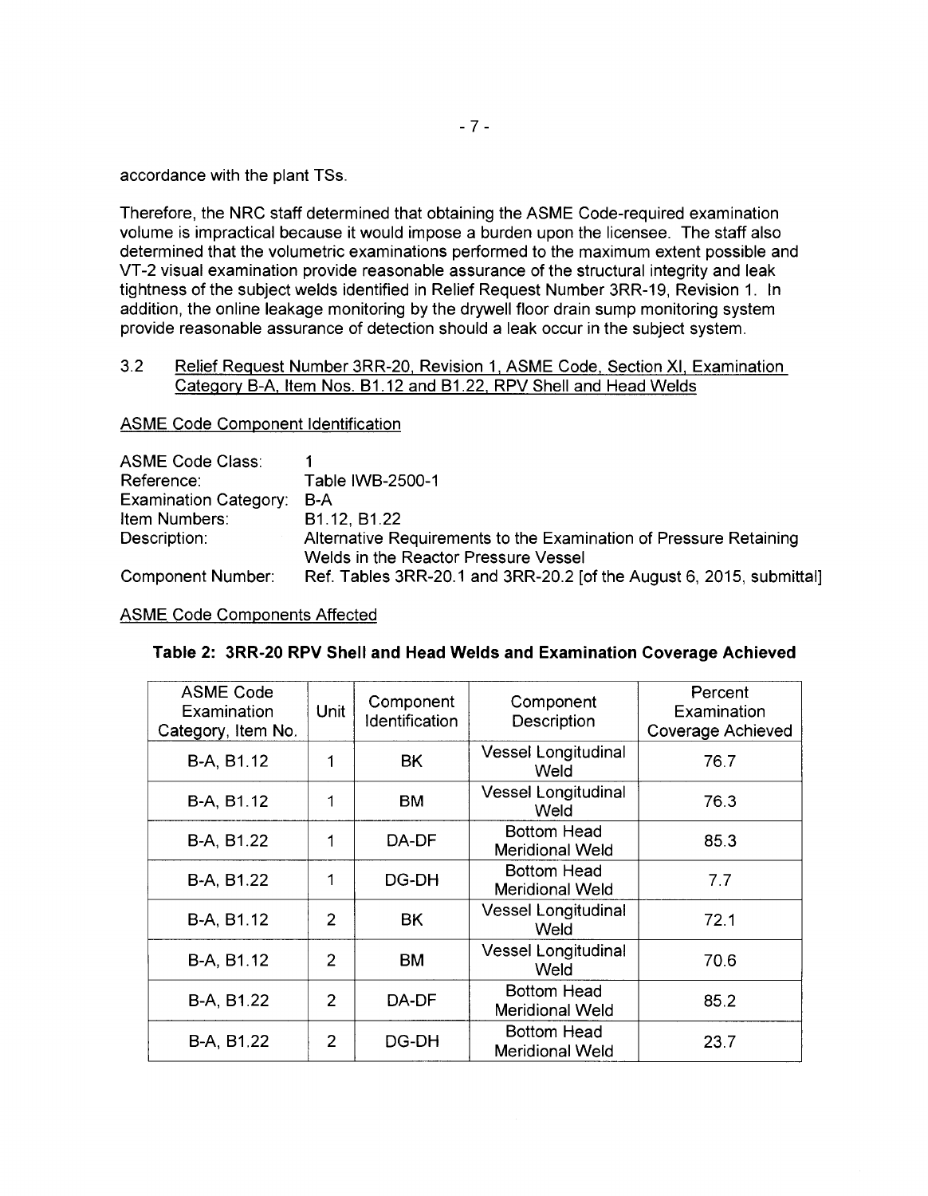accordance with the plant TSs.

Therefore, the NRC staff determined that obtaining the ASME Code-required examination volume is impractical because it would impose a burden upon the licensee. The staff also determined that the volumetric examinations performed to the maximum extent possible and VT-2 visual examination provide reasonable assurance of the structural integrity and leak tightness of the subject welds identified in Relief Request Number 3RR-19, Revision 1. In addition, the online leakage monitoring by the drywell floor drain sump monitoring system provide reasonable assurance of detection should a leak occur in the subject system.

### 3.2 Relief Request Number 3RR-20, Revision 1, ASME Code, Section XI, Examination Category B-A, Item Nos. B1.12 and B1.22, RPV Shell and Head Welds

ASME Code Component Identification

| | |
|---|---|
| ASME Code Class: | 1 |
| Reference: | Table IWB-2500-1 |
| Examination Category: | B-A |
| Item Numbers: | B1.12, B1.22 |
| Description: | Alternative Requirements to the Examination of Pressure Retaining Welds in the Reactor Pressure Vessel |
| Component Number: | Ref. Tables 3RR-20.1 and 3RR-20.2 [of the August 6, 2015, submittal] |

ASME Code Components Affected

**Table 2: 3RR-20 RPV Shell and Head Welds and Examination Coverage Achieved**

| ASME Code Examination Category, Item No. | Unit | Component Identification | Component Description | Percent Examination Coverage Achieved |
|---|---|---|---|---|
| B-A, B1.12 | 1 | BK | Vessel Longitudinal Weld | 76.7 |
| B-A, B1.12 | 1 | BM | Vessel Longitudinal Weld | 76.3 |
| B-A, B1.22 | 1 | DA-DF | Bottom Head Meridional Weld | 85.3 |
| B-A, B1.22 | 1 | DG-DH | Bottom Head Meridional Weld | 7.7 |
| B-A, B1.12 | 2 | BK | Vessel Longitudinal Weld | 72.1 |
| B-A, B1.12 | 2 | BM | Vessel Longitudinal Weld | 70.6 |
| B-A, B1.22 | 2 | DA-DF | Bottom Head Meridional Weld | 85.2 |
| B-A, B1.22 | 2 | DG-DH | Bottom Head Meridional Weld | 23.7 |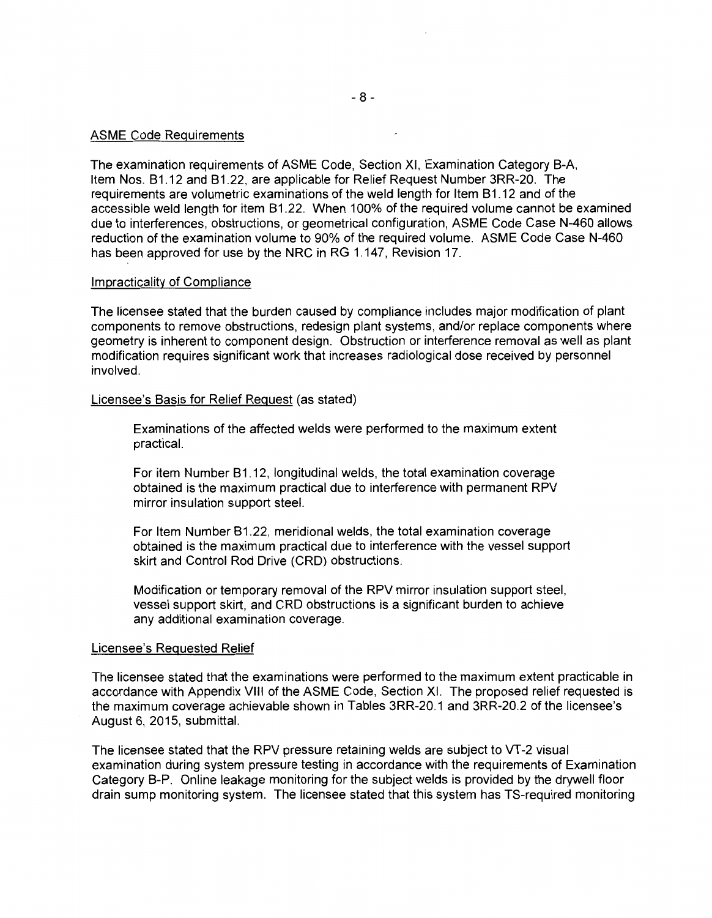ASME Code Requirements

The examination requirements of ASME Code, Section XI, Examination Category B-A, Item Nos. B1.12 and B1.22, are applicable for Relief Request Number 3RR-20. The requirements are volumetric examinations of the weld length for Item B1.12 and of the accessible weld length for item B1.22. When 100% of the required volume cannot be examined due to interferences, obstructions, or geometrical configuration, ASME Code Case N-460 allows reduction of the examination volume to 90% of the required volume. ASME Code Case N-460 has been approved for use by the NRC in RG 1.147, Revision 17.

Impracticality of Compliance

The licensee stated that the burden caused by compliance includes major modification of plant components to remove obstructions, redesign plant systems, and/or replace components where geometry is inherent to component design. Obstruction or interference removal as well as plant modification requires significant work that increases radiological dose received by personnel involved.

Licensee's Basis for Relief Request (as stated)

> Examinations of the affected welds were performed to the maximum extent practical.
>
> For item Number B1.12, longitudinal welds, the total examination coverage obtained is the maximum practical due to interference with permanent RPV mirror insulation support steel.
>
> For Item Number B1.22, meridional welds, the total examination coverage obtained is the maximum practical due to interference with the vessel support skirt and Control Rod Drive (CRD) obstructions.
>
> Modification or temporary removal of the RPV mirror insulation support steel, vessel support skirt, and CRD obstructions is a significant burden to achieve any additional examination coverage.

Licensee's Requested Relief

The licensee stated that the examinations were performed to the maximum extent practicable in accordance with Appendix VIII of the ASME Code, Section XI. The proposed relief requested is the maximum coverage achievable shown in Tables 3RR-20.1 and 3RR-20.2 of the licensee's August 6, 2015, submittal.

The licensee stated that the RPV pressure retaining welds are subject to VT-2 visual examination during system pressure testing in accordance with the requirements of Examination Category B-P. Online leakage monitoring for the subject welds is provided by the drywell floor drain sump monitoring system. The licensee stated that this system has TS-required monitoring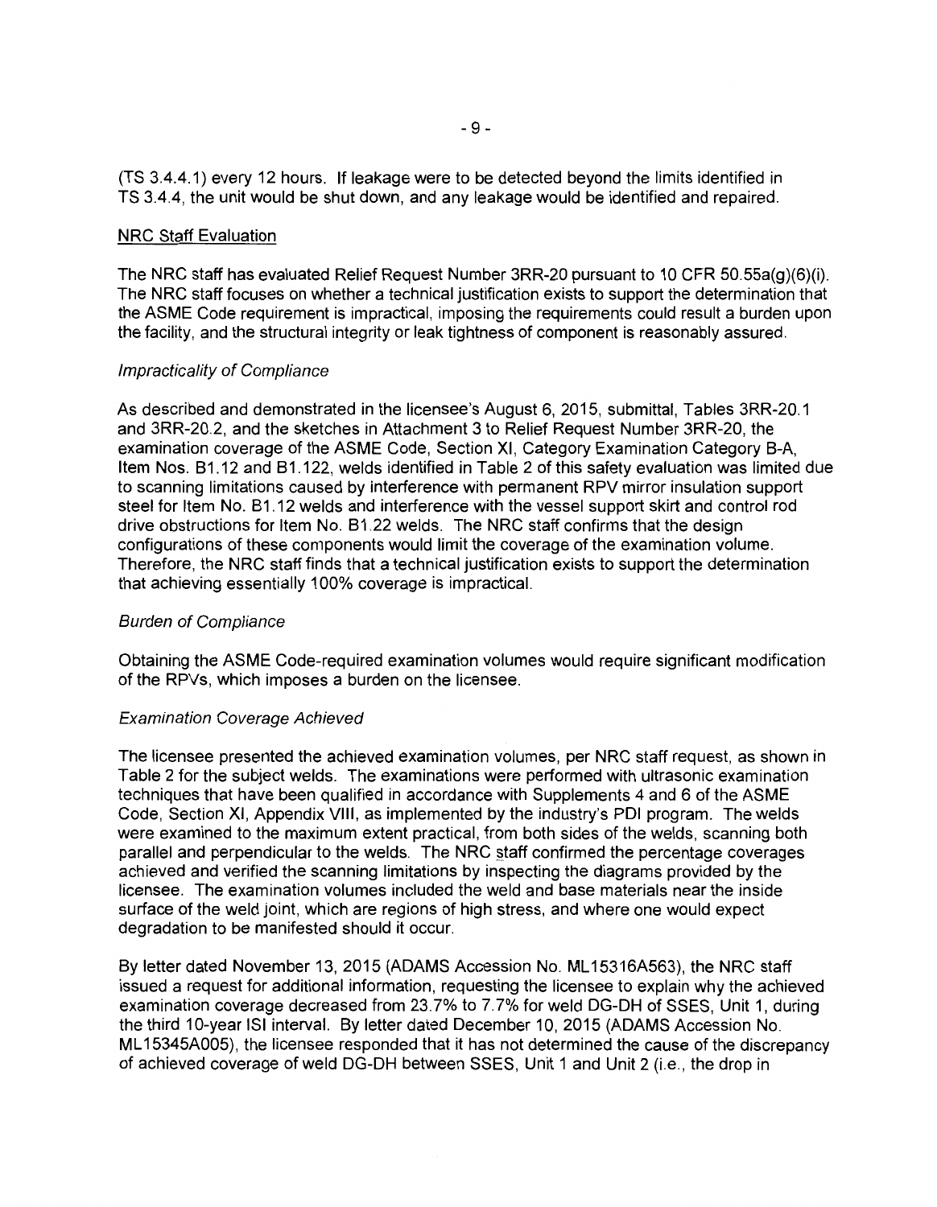(TS 3.4.4.1) every 12 hours. If leakage were to be detected beyond the limits identified in TS 3.4.4, the unit would be shut down, and any leakage would be identified and repaired.

NRC Staff Evaluation

The NRC staff has evaluated Relief Request Number 3RR-20 pursuant to 10 CFR 50.55a(g)(6)(i). The NRC staff focuses on whether a technical justification exists to support the determination that the ASME Code requirement is impractical, imposing the requirements could result a burden upon the facility, and the structural integrity or leak tightness of component is reasonably assured.

*Impracticality of Compliance*

As described and demonstrated in the licensee's August 6, 2015, submittal, Tables 3RR-20.1 and 3RR-20.2, and the sketches in Attachment 3 to Relief Request Number 3RR-20, the examination coverage of the ASME Code, Section XI, Category Examination Category B-A, Item Nos. B1.12 and B1.122, welds identified in Table 2 of this safety evaluation was limited due to scanning limitations caused by interference with permanent RPV mirror insulation support steel for Item No. B1.12 welds and interference with the vessel support skirt and control rod drive obstructions for Item No. B1.22 welds. The NRC staff confirms that the design configurations of these components would limit the coverage of the examination volume. Therefore, the NRC staff finds that a technical justification exists to support the determination that achieving essentially 100% coverage is impractical.

*Burden of Compliance*

Obtaining the ASME Code-required examination volumes would require significant modification of the RPVs, which imposes a burden on the licensee.

*Examination Coverage Achieved*

The licensee presented the achieved examination volumes, per NRC staff request, as shown in Table 2 for the subject welds. The examinations were performed with ultrasonic examination techniques that have been qualified in accordance with Supplements 4 and 6 of the ASME Code, Section XI, Appendix VIII, as implemented by the industry's PDI program. The welds were examined to the maximum extent practical, from both sides of the welds, scanning both parallel and perpendicular to the welds. The NRC staff confirmed the percentage coverages achieved and verified the scanning limitations by inspecting the diagrams provided by the licensee. The examination volumes included the weld and base materials near the inside surface of the weld joint, which are regions of high stress, and where one would expect degradation to be manifested should it occur.

By letter dated November 13, 2015 (ADAMS Accession No. ML15316A563), the NRC staff issued a request for additional information, requesting the licensee to explain why the achieved examination coverage decreased from 23.7% to 7.7% for weld DG-DH of SSES, Unit 1, during the third 10-year ISI interval. By letter dated December 10, 2015 (ADAMS Accession No. ML15345A005), the licensee responded that it has not determined the cause of the discrepancy of achieved coverage of weld DG-DH between SSES, Unit 1 and Unit 2 (i.e., the drop in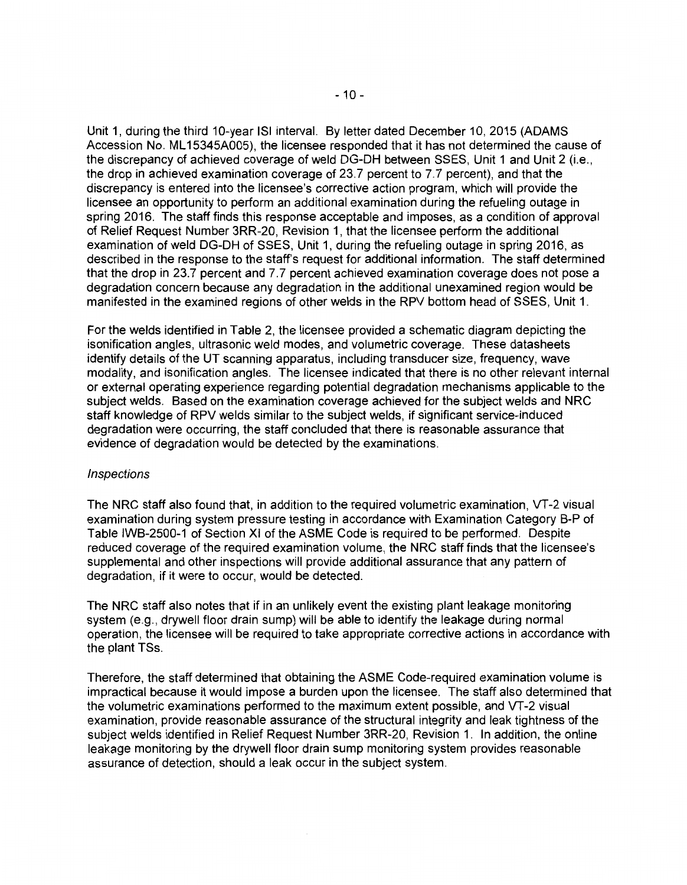Unit 1, during the third 10-year ISI interval. By letter dated December 10, 2015 (ADAMS Accession No. ML15345A005), the licensee responded that it has not determined the cause of the discrepancy of achieved coverage of weld DG-DH between SSES, Unit 1 and Unit 2 (i.e., the drop in achieved examination coverage of 23.7 percent to 7.7 percent), and that the discrepancy is entered into the licensee's corrective action program, which will provide the licensee an opportunity to perform an additional examination during the refueling outage in spring 2016. The staff finds this response acceptable and imposes, as a condition of approval of Relief Request Number 3RR-20, Revision 1, that the licensee perform the additional examination of weld DG-DH of SSES, Unit 1, during the refueling outage in spring 2016, as described in the response to the staff's request for additional information. The staff determined that the drop in 23.7 percent and 7.7 percent achieved examination coverage does not pose a degradation concern because any degradation in the additional unexamined region would be manifested in the examined regions of other welds in the RPV bottom head of SSES, Unit 1.

For the welds identified in Table 2, the licensee provided a schematic diagram depicting the isonification angles, ultrasonic weld modes, and volumetric coverage. These datasheets identify details of the UT scanning apparatus, including transducer size, frequency, wave modality, and isonification angles. The licensee indicated that there is no other relevant internal or external operating experience regarding potential degradation mechanisms applicable to the subject welds. Based on the examination coverage achieved for the subject welds and NRC staff knowledge of RPV welds similar to the subject welds, if significant service-induced degradation were occurring, the staff concluded that there is reasonable assurance that evidence of degradation would be detected by the examinations.

*Inspections*

The NRC staff also found that, in addition to the required volumetric examination, VT-2 visual examination during system pressure testing in accordance with Examination Category B-P of Table IWB-2500-1 of Section XI of the ASME Code is required to be performed. Despite reduced coverage of the required examination volume, the NRC staff finds that the licensee's supplemental and other inspections will provide additional assurance that any pattern of degradation, if it were to occur, would be detected.

The NRC staff also notes that if in an unlikely event the existing plant leakage monitoring system (e.g., drywell floor drain sump) will be able to identify the leakage during normal operation, the licensee will be required to take appropriate corrective actions in accordance with the plant TSs.

Therefore, the staff determined that obtaining the ASME Code-required examination volume is impractical because it would impose a burden upon the licensee. The staff also determined that the volumetric examinations performed to the maximum extent possible, and VT-2 visual examination, provide reasonable assurance of the structural integrity and leak tightness of the subject welds identified in Relief Request Number 3RR-20, Revision 1. In addition, the online leakage monitoring by the drywell floor drain sump monitoring system provides reasonable assurance of detection, should a leak occur in the subject system.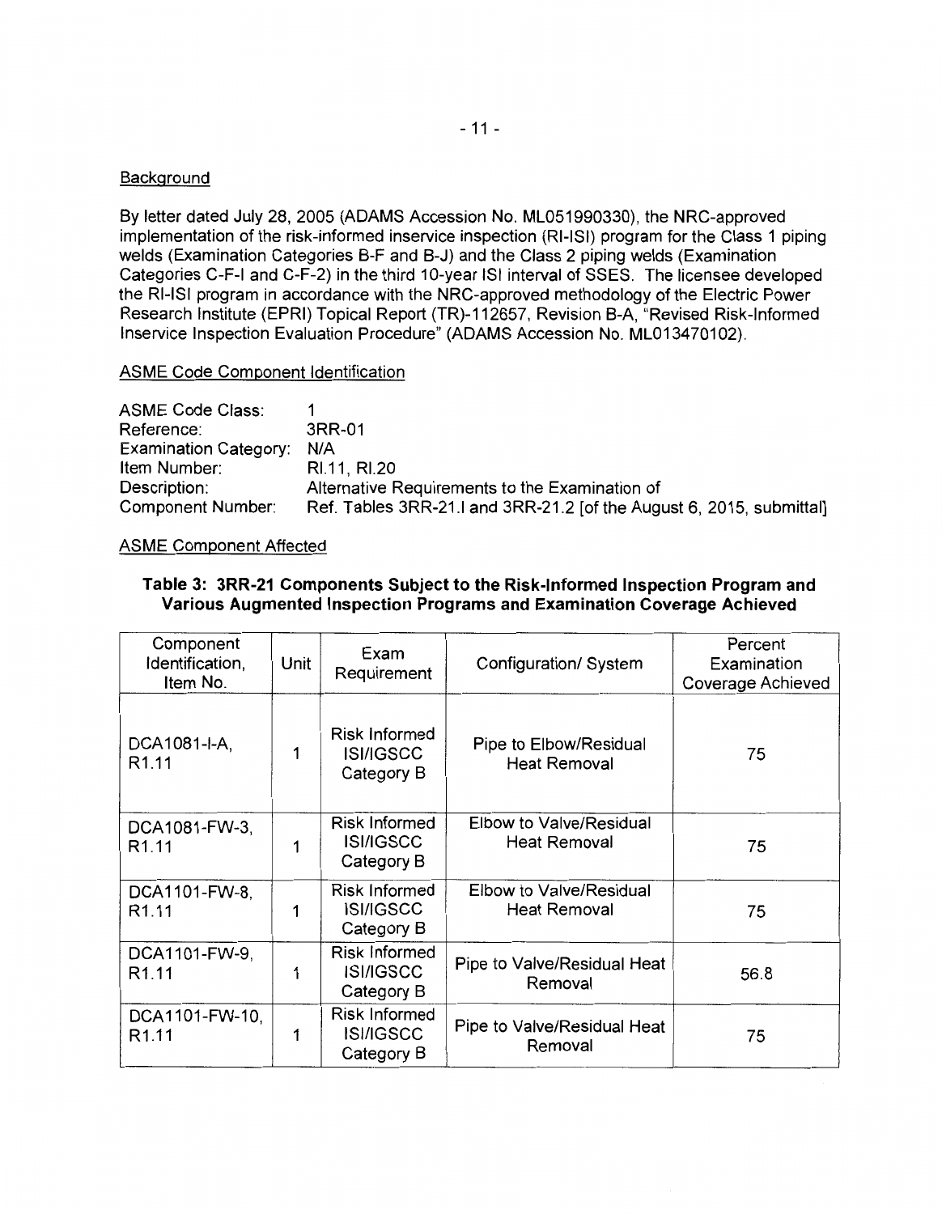Background

By letter dated July 28, 2005 (ADAMS Accession No. ML051990330), the NRC-approved implementation of the risk-informed inservice inspection (RI-ISI) program for the Class 1 piping welds (Examination Categories B-F and B-J) and the Class 2 piping welds (Examination Categories C-F-I and C-F-2) in the third 10-year ISI interval of SSES. The licensee developed the RI-ISI program in accordance with the NRC-approved methodology of the Electric Power Research Institute (EPRI) Topical Report (TR)-112657, Revision B-A, "Revised Risk-Informed Inservice Inspection Evaluation Procedure" (ADAMS Accession No. ML013470102).

ASME Code Component Identification

ASME Code Class: 1
Reference: 3RR-01
Examination Category: N/A
Item Number: RI.11, RI.20
Description: Alternative Requirements to the Examination of
Component Number: Ref. Tables 3RR-21.I and 3RR-21.2 [of the August 6, 2015, submittal]

ASME Component Affected

**Table 3: 3RR-21 Components Subject to the Risk-Informed Inspection Program and Various Augmented Inspection Programs and Examination Coverage Achieved**

| Component Identification, Item No. | Unit | Exam Requirement | Configuration/ System | Percent Examination Coverage Achieved |
|---|---|---|---|---|
| DCA1081-I-A, R1.11 | 1 | Risk Informed ISI/IGSCC Category B | Pipe to Elbow/Residual Heat Removal | 75 |
| DCA1081-FW-3, R1.11 | 1 | Risk Informed ISI/IGSCC Category B | Elbow to Valve/Residual Heat Removal | 75 |
| DCA1101-FW-8, R1.11 | 1 | Risk Informed ISI/IGSCC Category B | Elbow to Valve/Residual Heat Removal | 75 |
| DCA1101-FW-9, R1.11 | 1 | Risk Informed ISI/IGSCC Category B | Pipe to Valve/Residual Heat Removal | 56.8 |
| DCA1101-FW-10, R1.11 | 1 | Risk Informed ISI/IGSCC Category B | Pipe to Valve/Residual Heat Removal | 75 |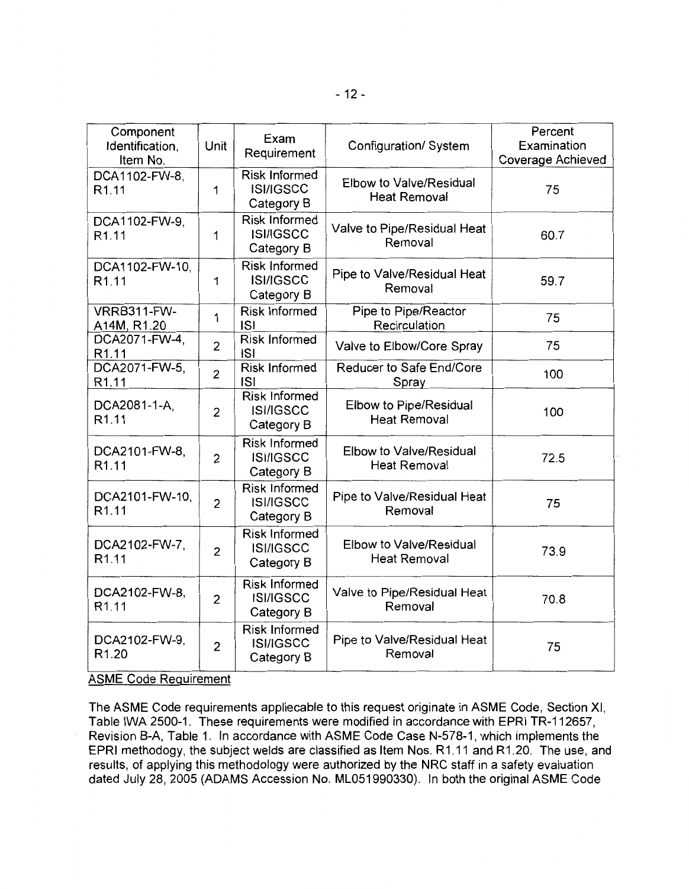| Component Identification, Item No. | Unit | Exam Requirement | Configuration/ System | Percent Examination Coverage Achieved |
|---|---|---|---|---|
| DCA1102-FW-8, R1.11 | 1 | Risk Informed ISI/IGSCC Category B | Elbow to Valve/Residual Heat Removal | 75 |
| DCA1102-FW-9, R1.11 | 1 | Risk Informed ISI/IGSCC Category B | Valve to Pipe/Residual Heat Removal | 60.7 |
| DCA1102-FW-10, R1.11 | 1 | Risk Informed ISI/IGSCC Category B | Pipe to Valve/Residual Heat Removal | 59.7 |
| VRRB311-FW-A14M, R1.20 | 1 | Risk Informed ISI | Pipe to Pipe/Reactor Recirculation | 75 |
| DCA2071-FW-4, R1.11 | 2 | Risk Informed ISI | Valve to Elbow/Core Spray | 75 |
| DCA2071-FW-5, R1.11 | 2 | Risk Informed ISI | Reducer to Safe End/Core Spray | 100 |
| DCA2081-1-A, R1.11 | 2 | Risk Informed ISI/IGSCC Category B | Elbow to Pipe/Residual Heat Removal | 100 |
| DCA2101-FW-8, R1.11 | 2 | Risk Informed ISI/IGSCC Category B | Elbow to Valve/Residual Heat Removal | 72.5 |
| DCA2101-FW-10, R1.11 | 2 | Risk Informed ISI/IGSCC Category B | Pipe to Valve/Residual Heat Removal | 75 |
| DCA2102-FW-7, R1.11 | 2 | Risk Informed ISI/IGSCC Category B | Elbow to Valve/Residual Heat Removal | 73.9 |
| DCA2102-FW-8, R1.11 | 2 | Risk Informed ISI/IGSCC Category B | Valve to Pipe/Residual Heat Removal | 70.8 |
| DCA2102-FW-9, R1.20 | 2 | Risk Informed ISI/IGSCC Category B | Pipe to Valve/Residual Heat Removal | 75 |

ASME Code Requirement

The ASME Code requirements applicable to this request originate in ASME Code, Section XI, Table IWA 2500-1. These requirements were modified in accordance with EPRI TR-112657, Revision B-A, Table 1. In accordance with ASME Code Case N-578-1, which implements the EPRI methodology, the subject welds are classified as Item Nos. R1.11 and R1.20. The use, and results, of applying this methodology were authorized by the NRC staff in a safety evaluation dated July 28, 2005 (ADAMS Accession No. ML051990330). In both the original ASME Code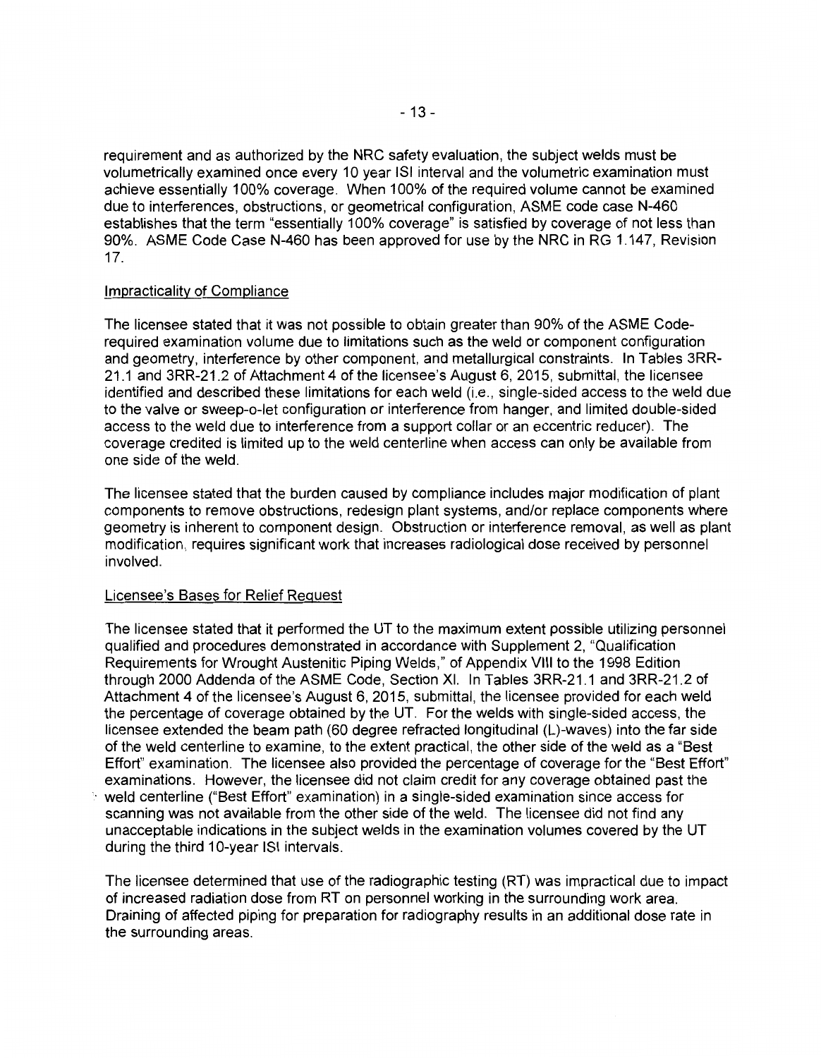requirement and as authorized by the NRC safety evaluation, the subject welds must be volumetrically examined once every 10 year ISI interval and the volumetric examination must achieve essentially 100% coverage. When 100% of the required volume cannot be examined due to interferences, obstructions, or geometrical configuration, ASME code case N-460 establishes that the term "essentially 100% coverage" is satisfied by coverage of not less than 90%. ASME Code Case N-460 has been approved for use by the NRC in RG 1.147, Revision 17.

Impracticality of Compliance

The licensee stated that it was not possible to obtain greater than 90% of the ASME Code-required examination volume due to limitations such as the weld or component configuration and geometry, interference by other component, and metallurgical constraints. In Tables 3RR-21.1 and 3RR-21.2 of Attachment 4 of the licensee's August 6, 2015, submittal, the licensee identified and described these limitations for each weld (i.e., single-sided access to the weld due to the valve or sweep-o-let configuration or interference from hanger, and limited double-sided access to the weld due to interference from a support collar or an eccentric reducer). The coverage credited is limited up to the weld centerline when access can only be available from one side of the weld.

The licensee stated that the burden caused by compliance includes major modification of plant components to remove obstructions, redesign plant systems, and/or replace components where geometry is inherent to component design. Obstruction or interference removal, as well as plant modification, requires significant work that increases radiological dose received by personnel involved.

Licensee's Bases for Relief Request

The licensee stated that it performed the UT to the maximum extent possible utilizing personnel qualified and procedures demonstrated in accordance with Supplement 2, "Qualification Requirements for Wrought Austenitic Piping Welds," of Appendix VIII to the 1998 Edition through 2000 Addenda of the ASME Code, Section XI. In Tables 3RR-21.1 and 3RR-21.2 of Attachment 4 of the licensee's August 6, 2015, submittal, the licensee provided for each weld the percentage of coverage obtained by the UT. For the welds with single-sided access, the licensee extended the beam path (60 degree refracted longitudinal (L)-waves) into the far side of the weld centerline to examine, to the extent practical, the other side of the weld as a "Best Effort" examination. The licensee also provided the percentage of coverage for the "Best Effort" examinations. However, the licensee did not claim credit for any coverage obtained past the weld centerline ("Best Effort" examination) in a single-sided examination since access for scanning was not available from the other side of the weld. The licensee did not find any unacceptable indications in the subject welds in the examination volumes covered by the UT during the third 10-year ISI intervals.

The licensee determined that use of the radiographic testing (RT) was impractical due to impact of increased radiation dose from RT on personnel working in the surrounding work area. Draining of affected piping for preparation for radiography results in an additional dose rate in the surrounding areas.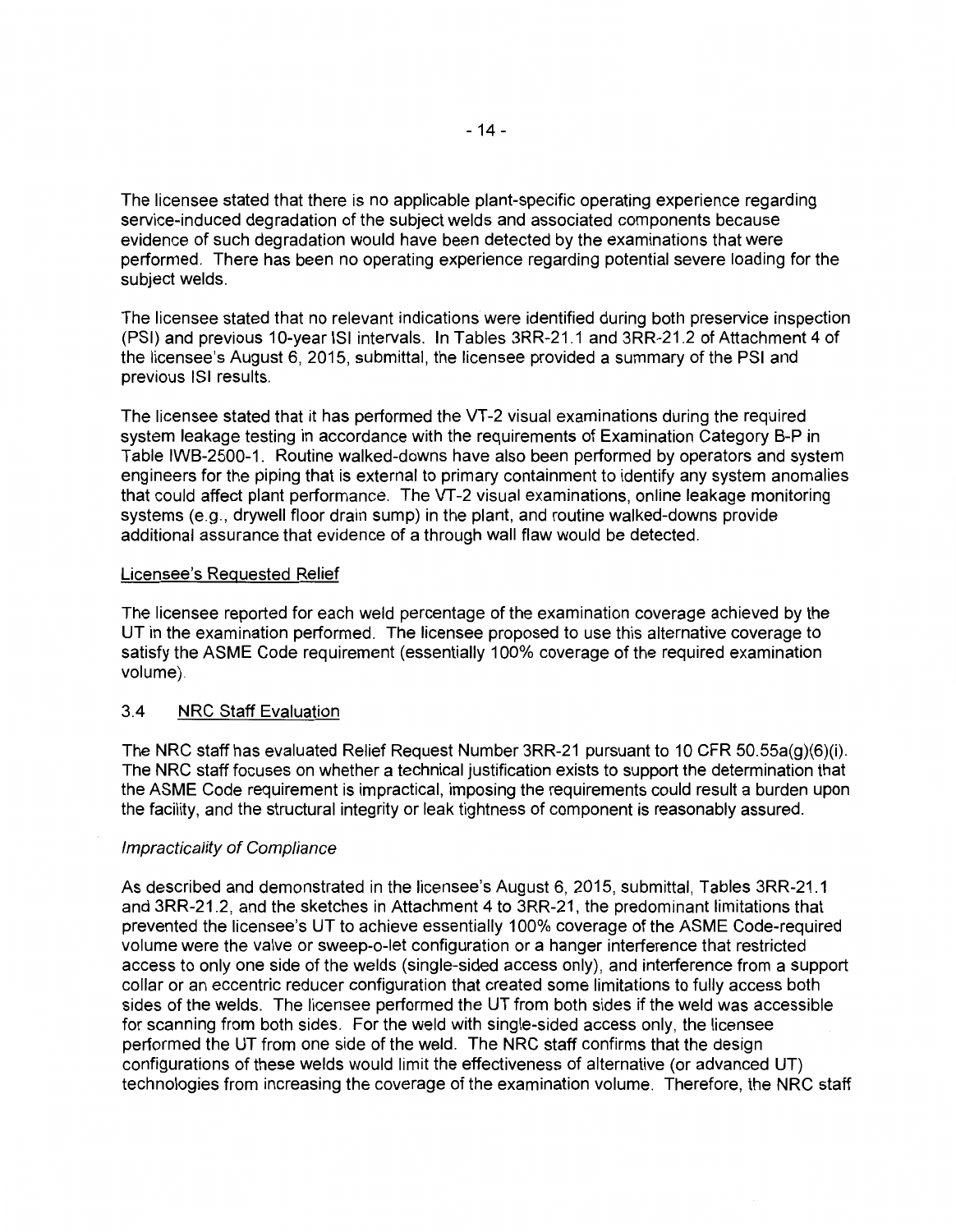The licensee stated that there is no applicable plant-specific operating experience regarding service-induced degradation of the subject welds and associated components because evidence of such degradation would have been detected by the examinations that were performed. There has been no operating experience regarding potential severe loading for the subject welds.

The licensee stated that no relevant indications were identified during both preservice inspection (PSI) and previous 10-year ISI intervals. In Tables 3RR-21.1 and 3RR-21.2 of Attachment 4 of the licensee's August 6, 2015, submittal, the licensee provided a summary of the PSI and previous ISI results.

The licensee stated that it has performed the VT-2 visual examinations during the required system leakage testing in accordance with the requirements of Examination Category B-P in Table IWB-2500-1. Routine walked-downs have also been performed by operators and system engineers for the piping that is external to primary containment to identify any system anomalies that could affect plant performance. The VT-2 visual examinations, online leakage monitoring systems (e.g., drywell floor drain sump) in the plant, and routine walked-downs provide additional assurance that evidence of a through wall flaw would be detected.

Licensee's Requested Relief

The licensee reported for each weld percentage of the examination coverage achieved by the UT in the examination performed. The licensee proposed to use this alternative coverage to satisfy the ASME Code requirement (essentially 100% coverage of the required examination volume).

### 3.4 NRC Staff Evaluation

The NRC staff has evaluated Relief Request Number 3RR-21 pursuant to 10 CFR 50.55a(g)(6)(i). The NRC staff focuses on whether a technical justification exists to support the determination that the ASME Code requirement is impractical, imposing the requirements could result a burden upon the facility, and the structural integrity or leak tightness of component is reasonably assured.

*Impracticality of Compliance*

As described and demonstrated in the licensee's August 6, 2015, submittal, Tables 3RR-21.1 and 3RR-21.2, and the sketches in Attachment 4 to 3RR-21, the predominant limitations that prevented the licensee's UT to achieve essentially 100% coverage of the ASME Code-required volume were the valve or sweep-o-let configuration or a hanger interference that restricted access to only one side of the welds (single-sided access only), and interference from a support collar or an eccentric reducer configuration that created some limitations to fully access both sides of the welds. The licensee performed the UT from both sides if the weld was accessible for scanning from both sides. For the weld with single-sided access only, the licensee performed the UT from one side of the weld. The NRC staff confirms that the design configurations of these welds would limit the effectiveness of alternative (or advanced UT) technologies from increasing the coverage of the examination volume. Therefore, the NRC staff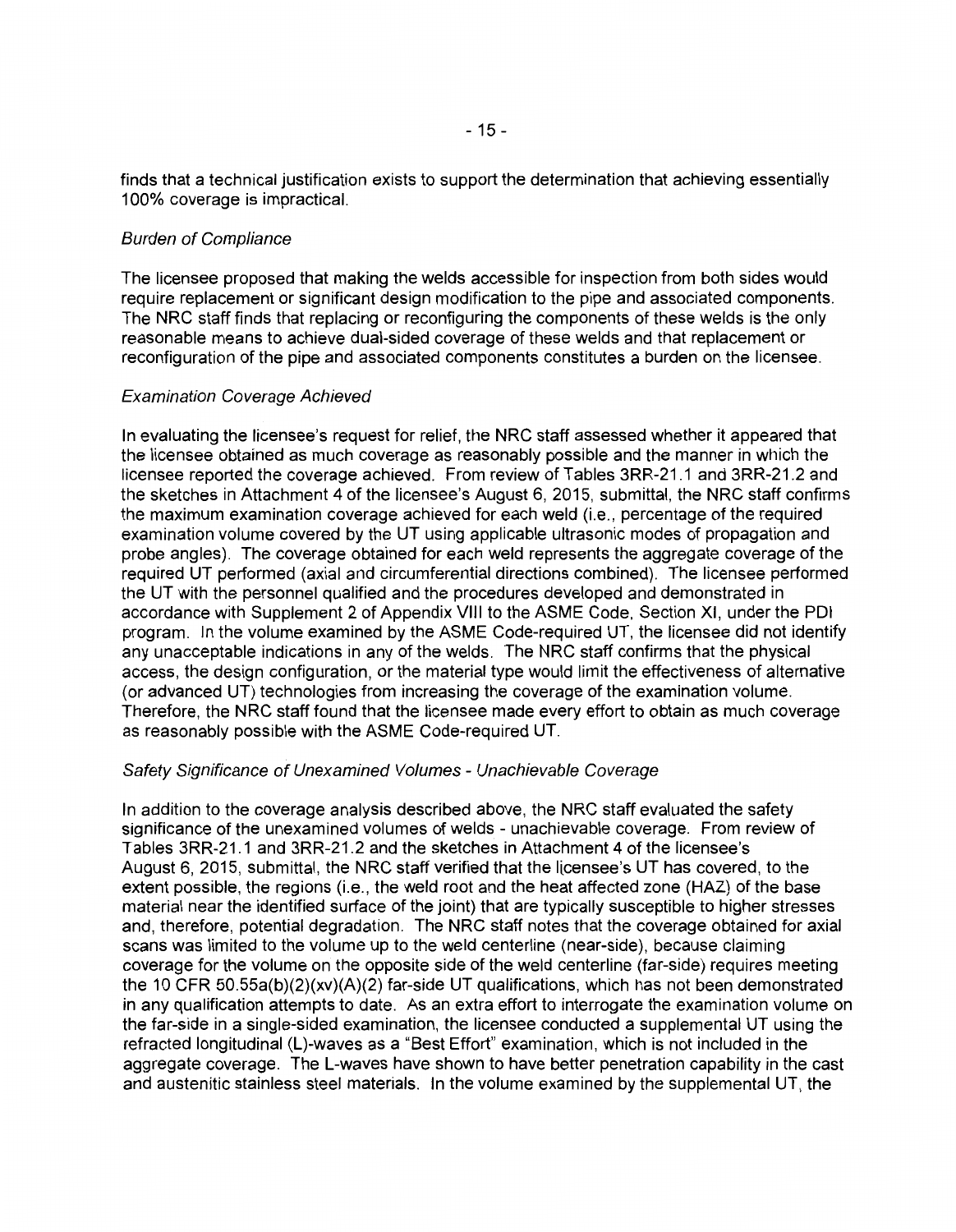finds that a technical justification exists to support the determination that achieving essentially 100% coverage is impractical.

*Burden of Compliance*

The licensee proposed that making the welds accessible for inspection from both sides would require replacement or significant design modification to the pipe and associated components. The NRC staff finds that replacing or reconfiguring the components of these welds is the only reasonable means to achieve dual-sided coverage of these welds and that replacement or reconfiguration of the pipe and associated components constitutes a burden on the licensee.

*Examination Coverage Achieved*

In evaluating the licensee's request for relief, the NRC staff assessed whether it appeared that the licensee obtained as much coverage as reasonably possible and the manner in which the licensee reported the coverage achieved. From review of Tables 3RR-21.1 and 3RR-21.2 and the sketches in Attachment 4 of the licensee's August 6, 2015, submittal, the NRC staff confirms the maximum examination coverage achieved for each weld (i.e., percentage of the required examination volume covered by the UT using applicable ultrasonic modes of propagation and probe angles). The coverage obtained for each weld represents the aggregate coverage of the required UT performed (axial and circumferential directions combined). The licensee performed the UT with the personnel qualified and the procedures developed and demonstrated in accordance with Supplement 2 of Appendix VIII to the ASME Code, Section XI, under the PDI program. In the volume examined by the ASME Code-required UT, the licensee did not identify any unacceptable indications in any of the welds. The NRC staff confirms that the physical access, the design configuration, or the material type would limit the effectiveness of alternative (or advanced UT) technologies from increasing the coverage of the examination volume. Therefore, the NRC staff found that the licensee made every effort to obtain as much coverage as reasonably possible with the ASME Code-required UT.

*Safety Significance of Unexamined Volumes - Unachievable Coverage*

In addition to the coverage analysis described above, the NRC staff evaluated the safety significance of the unexamined volumes of welds - unachievable coverage. From review of Tables 3RR-21.1 and 3RR-21.2 and the sketches in Attachment 4 of the licensee's August 6, 2015, submittal, the NRC staff verified that the licensee's UT has covered, to the extent possible, the regions (i.e., the weld root and the heat affected zone (HAZ) of the base material near the identified surface of the joint) that are typically susceptible to higher stresses and, therefore, potential degradation. The NRC staff notes that the coverage obtained for axial scans was limited to the volume up to the weld centerline (near-side), because claiming coverage for the volume on the opposite side of the weld centerline (far-side) requires meeting the 10 CFR 50.55a(b)(2)(xv)(A)(2) far-side UT qualifications, which has not been demonstrated in any qualification attempts to date. As an extra effort to interrogate the examination volume on the far-side in a single-sided examination, the licensee conducted a supplemental UT using the refracted longitudinal (L)-waves as a "Best Effort" examination, which is not included in the aggregate coverage. The L-waves have shown to have better penetration capability in the cast and austenitic stainless steel materials. In the volume examined by the supplemental UT, the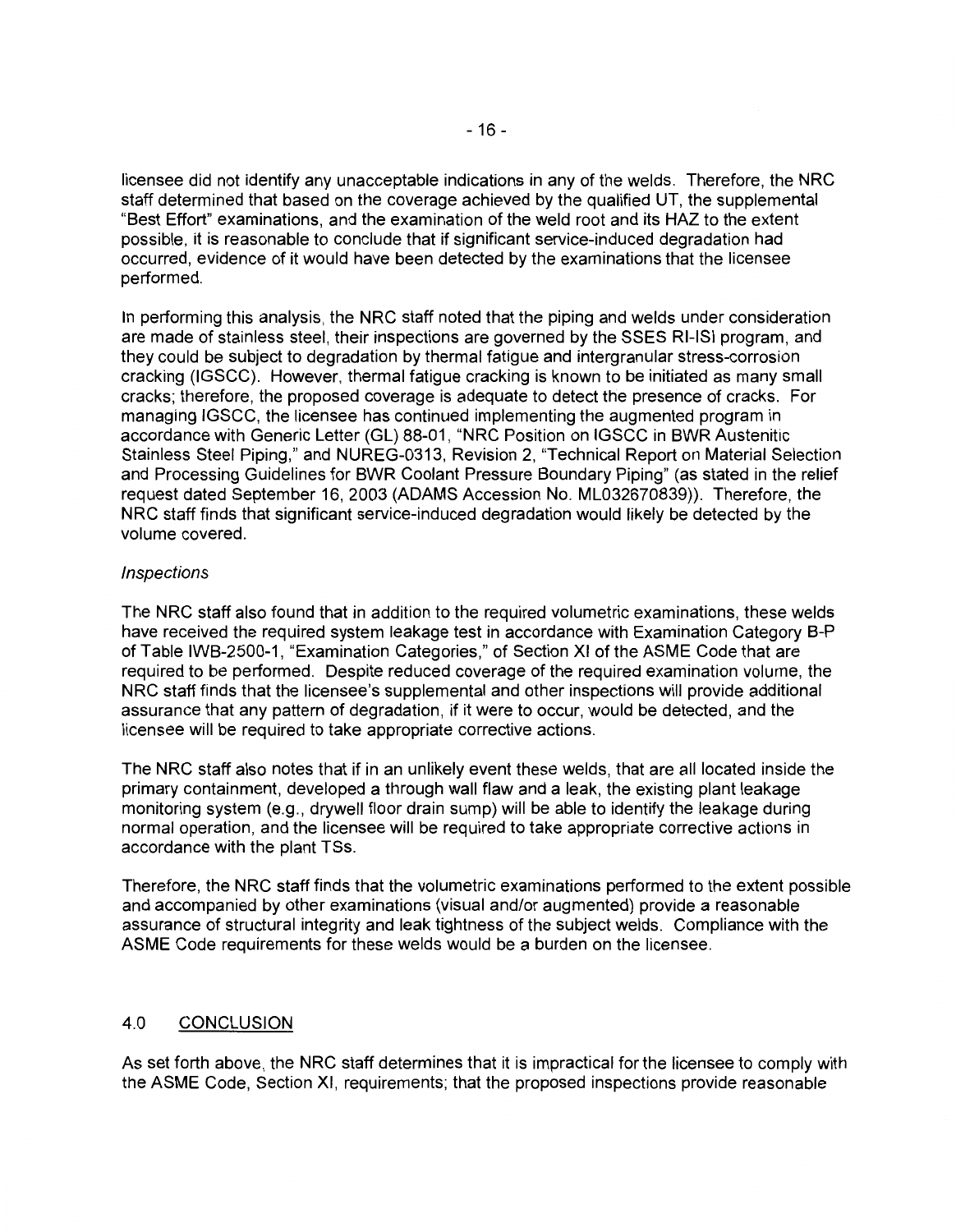licensee did not identify any unacceptable indications in any of the welds. Therefore, the NRC staff determined that based on the coverage achieved by the qualified UT, the supplemental "Best Effort" examinations, and the examination of the weld root and its HAZ to the extent possible, it is reasonable to conclude that if significant service-induced degradation had occurred, evidence of it would have been detected by the examinations that the licensee performed.

In performing this analysis, the NRC staff noted that the piping and welds under consideration are made of stainless steel, their inspections are governed by the SSES RI-ISI program, and they could be subject to degradation by thermal fatigue and intergranular stress-corrosion cracking (IGSCC). However, thermal fatigue cracking is known to be initiated as many small cracks; therefore, the proposed coverage is adequate to detect the presence of cracks. For managing IGSCC, the licensee has continued implementing the augmented program in accordance with Generic Letter (GL) 88-01, "NRC Position on IGSCC in BWR Austenitic Stainless Steel Piping," and NUREG-0313, Revision 2, "Technical Report on Material Selection and Processing Guidelines for BWR Coolant Pressure Boundary Piping" (as stated in the relief request dated September 16, 2003 (ADAMS Accession No. ML032670839)). Therefore, the NRC staff finds that significant service-induced degradation would likely be detected by the volume covered.

*Inspections*

The NRC staff also found that in addition to the required volumetric examinations, these welds have received the required system leakage test in accordance with Examination Category B-P of Table IWB-2500-1, "Examination Categories," of Section XI of the ASME Code that are required to be performed. Despite reduced coverage of the required examination volume, the NRC staff finds that the licensee's supplemental and other inspections will provide additional assurance that any pattern of degradation, if it were to occur, would be detected, and the licensee will be required to take appropriate corrective actions.

The NRC staff also notes that if in an unlikely event these welds, that are all located inside the primary containment, developed a through wall flaw and a leak, the existing plant leakage monitoring system (e.g., drywell floor drain sump) will be able to identify the leakage during normal operation, and the licensee will be required to take appropriate corrective actions in accordance with the plant TSs.

Therefore, the NRC staff finds that the volumetric examinations performed to the extent possible and accompanied by other examinations (visual and/or augmented) provide a reasonable assurance of structural integrity and leak tightness of the subject welds. Compliance with the ASME Code requirements for these welds would be a burden on the licensee.

## 4.0 CONCLUSION

As set forth above, the NRC staff determines that it is impractical for the licensee to comply with the ASME Code, Section XI, requirements; that the proposed inspections provide reasonable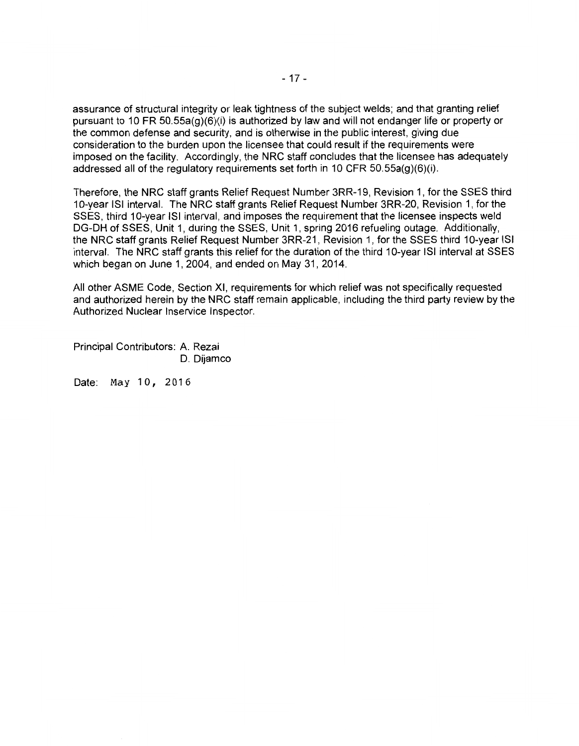assurance of structural integrity or leak tightness of the subject welds; and that granting relief pursuant to 10 FR 50.55a(g)(6)(i) is authorized by law and will not endanger life or property or the common defense and security, and is otherwise in the public interest, giving due consideration to the burden upon the licensee that could result if the requirements were imposed on the facility. Accordingly, the NRC staff concludes that the licensee has adequately addressed all of the regulatory requirements set forth in 10 CFR 50.55a(g)(6)(i).

Therefore, the NRC staff grants Relief Request Number 3RR-19, Revision 1, for the SSES third 10-year ISI interval. The NRC staff grants Relief Request Number 3RR-20, Revision 1, for the SSES, third 10-year ISI interval, and imposes the requirement that the licensee inspects weld DG-DH of SSES, Unit 1, during the SSES, Unit 1, spring 2016 refueling outage. Additionally, the NRC staff grants Relief Request Number 3RR-21, Revision 1, for the SSES third 10-year ISI interval. The NRC staff grants this relief for the duration of the third 10-year ISI interval at SSES which began on June 1, 2004, and ended on May 31, 2014.

All other ASME Code, Section XI, requirements for which relief was not specifically requested and authorized herein by the NRC staff remain applicable, including the third party review by the Authorized Nuclear Inservice Inspector.

Principal Contributors: A. Rezai
D. Dijamco

Date: May 10, 2016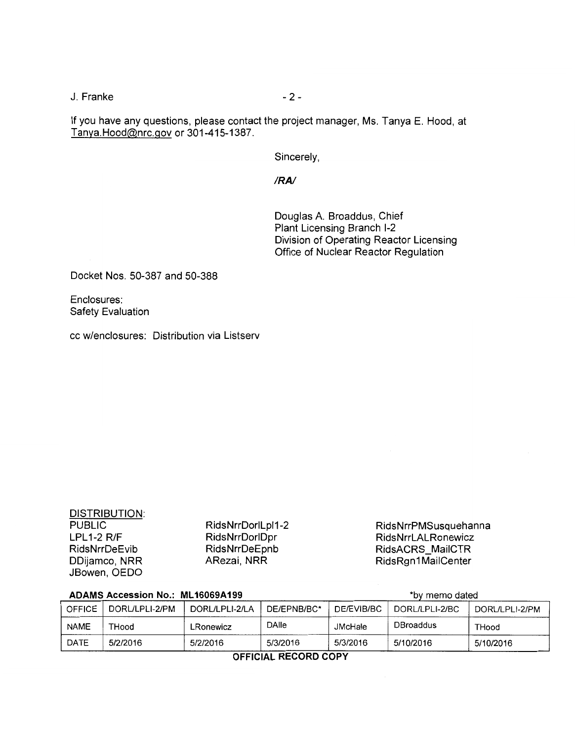J. Franke

If you have any questions, please contact the project manager, Ms. Tanya E. Hood, at Tanya.Hood@nrc.gov or 301-415-1387.

Sincerely,

*/RA/*

Douglas A. Broaddus, Chief
Plant Licensing Branch I-2
Division of Operating Reactor Licensing
Office of Nuclear Reactor Regulation

Docket Nos. 50-387 and 50-388

Enclosures:
Safety Evaluation

cc w/enclosures: Distribution via Listserv

DISTRIBUTION:
PUBLIC
LPL1-2 R/F
RidsNrrDeEvib
DDijamco, NRR
JBowen, OEDO
RidsNrrDorlLpl1-2
RidsNrrDorlDpr
RidsNrrDeEpnb
ARezai, NRR
RidsNrrPMSusquehanna
RidsNrrLALRonewicz
RidsACRS_MailCTR
RidsRgn1MailCenter

**ADAMS Accession No.: ML16069A199** *by memo dated

| OFFICE | DORL/LPLI-2/PM | DORL/LPLI-2/LA | DE/EPNB/BC* | DE/EVIB/BC | DORL/LPLI-2/BC | DORL/LPLI-2/PM |
|---|---|---|---|---|---|---|
| NAME | THood | LRonewicz | DAlle | JMcHale | DBroaddus | THood |
| DATE | 5/2/2016 | 5/2/2016 | 5/3/2016 | 5/3/2016 | 5/10/2016 | 5/10/2016 |

**OFFICIAL RECORD COPY**